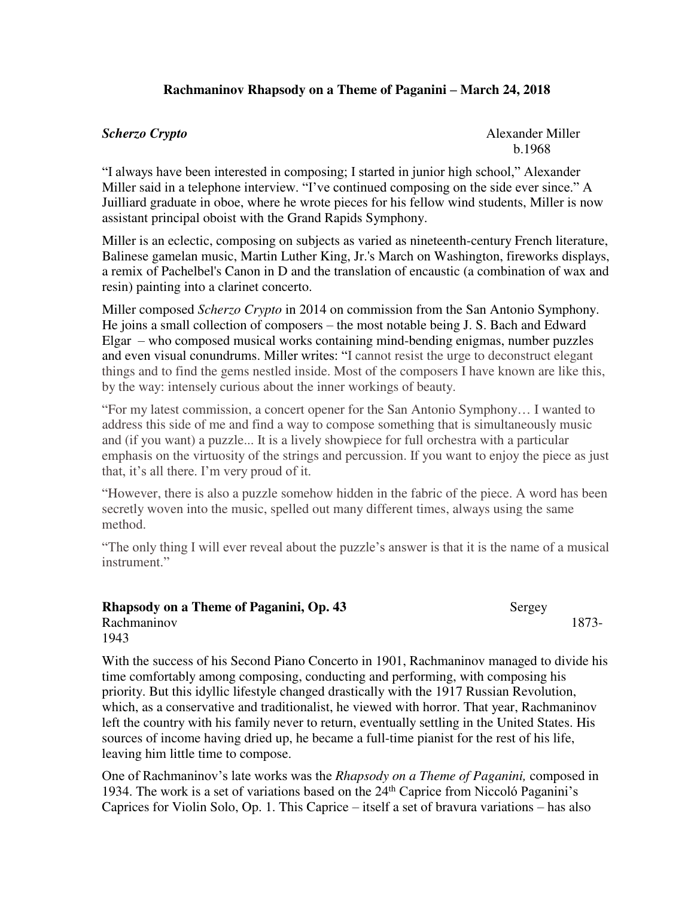# Rachmaninov Rhapsody on a Theme of Paganini – March 24, 2018

***Scherzo Crypto*** Alexander Miller b.1968

"I always have been interested in composing; I started in junior high school," Alexander Miller said in a telephone interview. "I've continued composing on the side ever since." A Juilliard graduate in oboe, where he wrote pieces for his fellow wind students, Miller is now assistant principal oboist with the Grand Rapids Symphony.

Miller is an eclectic, composing on subjects as varied as nineteenth-century French literature, Balinese gamelan music, Martin Luther King, Jr.'s March on Washington, fireworks displays, a remix of Pachelbel's Canon in D and the translation of encaustic (a combination of wax and resin) painting into a clarinet concerto.

Miller composed *Scherzo Crypto* in 2014 on commission from the San Antonio Symphony. He joins a small collection of composers – the most notable being J. S. Bach and Edward Elgar – who composed musical works containing mind-bending enigmas, number puzzles and even visual conundrums. Miller writes: "I cannot resist the urge to deconstruct elegant things and to find the gems nestled inside. Most of the composers I have known are like this, by the way: intensely curious about the inner workings of beauty.

"For my latest commission, a concert opener for the San Antonio Symphony… I wanted to address this side of me and find a way to compose something that is simultaneously music and (if you want) a puzzle... It is a lively showpiece for full orchestra with a particular emphasis on the virtuosity of the strings and percussion. If you want to enjoy the piece as just that, it's all there. I'm very proud of it.

"However, there is also a puzzle somehow hidden in the fabric of the piece. A word has been secretly woven into the music, spelled out many different times, always using the same method.

"The only thing I will ever reveal about the puzzle's answer is that it is the name of a musical instrument."

**Rhapsody on a Theme of Paganini, Op. 43** Sergey Rachmaninov 1873-1943

With the success of his Second Piano Concerto in 1901, Rachmaninov managed to divide his time comfortably among composing, conducting and performing, with composing his priority. But this idyllic lifestyle changed drastically with the 1917 Russian Revolution, which, as a conservative and traditionalist, he viewed with horror. That year, Rachmaninov left the country with his family never to return, eventually settling in the United States. His sources of income having dried up, he became a full-time pianist for the rest of his life, leaving him little time to compose.

One of Rachmaninov's late works was the *Rhapsody on a Theme of Paganini,* composed in 1934. The work is a set of variations based on the 24th Caprice from Niccoló Paganini's Caprices for Violin Solo, Op. 1. This Caprice – itself a set of bravura variations – has also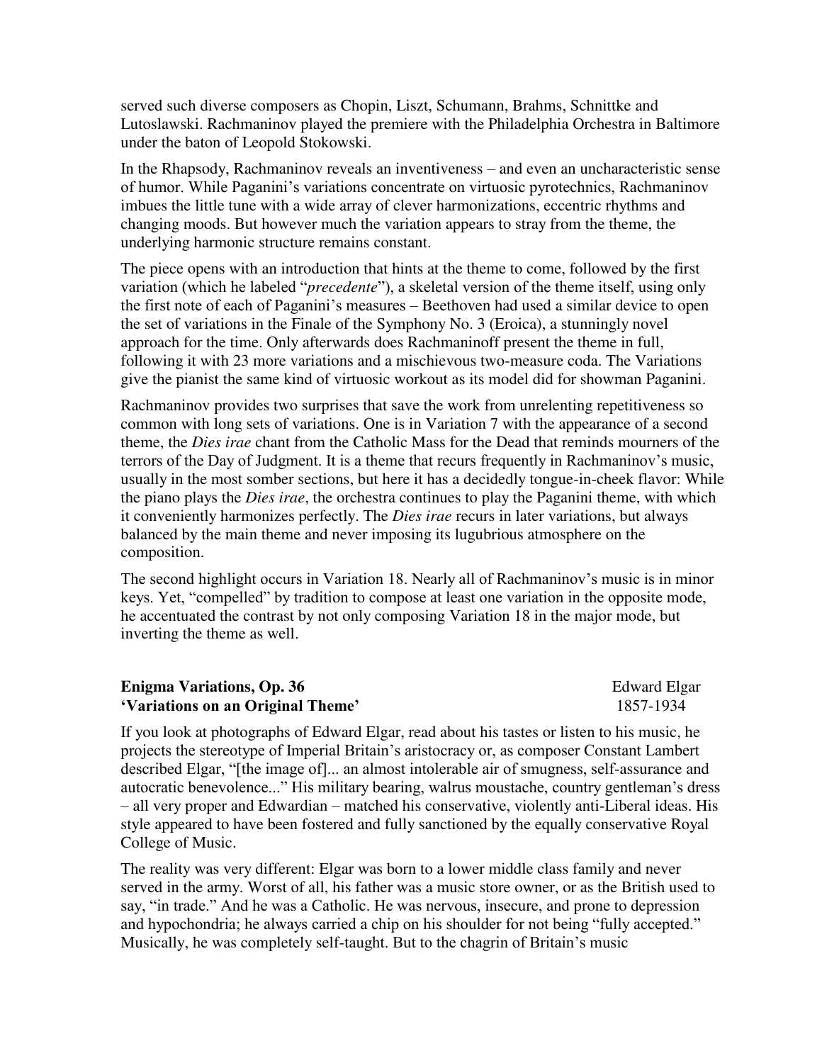served such diverse composers as Chopin, Liszt, Schumann, Brahms, Schnittke and Lutoslawski. Rachmaninov played the premiere with the Philadelphia Orchestra in Baltimore under the baton of Leopold Stokowski.

In the Rhapsody, Rachmaninov reveals an inventiveness – and even an uncharacteristic sense of humor. While Paganini's variations concentrate on virtuosic pyrotechnics, Rachmaninov imbues the little tune with a wide array of clever harmonizations, eccentric rhythms and changing moods. But however much the variation appears to stray from the theme, the underlying harmonic structure remains constant.

The piece opens with an introduction that hints at the theme to come, followed by the first variation (which he labeled "*precedente*"), a skeletal version of the theme itself, using only the first note of each of Paganini's measures – Beethoven had used a similar device to open the set of variations in the Finale of the Symphony No. 3 (Eroica), a stunningly novel approach for the time. Only afterwards does Rachmaninoff present the theme in full, following it with 23 more variations and a mischievous two-measure coda. The Variations give the pianist the same kind of virtuosic workout as its model did for showman Paganini.

Rachmaninov provides two surprises that save the work from unrelenting repetitiveness so common with long sets of variations. One is in Variation 7 with the appearance of a second theme, the *Dies irae* chant from the Catholic Mass for the Dead that reminds mourners of the terrors of the Day of Judgment. It is a theme that recurs frequently in Rachmaninov's music, usually in the most somber sections, but here it has a decidedly tongue-in-cheek flavor: While the piano plays the *Dies irae*, the orchestra continues to play the Paganini theme, with which it conveniently harmonizes perfectly. The *Dies irae* recurs in later variations, but always balanced by the main theme and never imposing its lugubrious atmosphere on the composition.

The second highlight occurs in Variation 18. Nearly all of Rachmaninov's music is in minor keys. Yet, "compelled" by tradition to compose at least one variation in the opposite mode, he accentuated the contrast by not only composing Variation 18 in the major mode, but inverting the theme as well.

**Enigma Variations, Op. 36** Edward Elgar
**'Variations on an Original Theme'** 1857-1934

If you look at photographs of Edward Elgar, read about his tastes or listen to his music, he projects the stereotype of Imperial Britain's aristocracy or, as composer Constant Lambert described Elgar, "[the image of]... an almost intolerable air of smugness, self-assurance and autocratic benevolence..." His military bearing, walrus moustache, country gentleman's dress – all very proper and Edwardian – matched his conservative, violently anti-Liberal ideas. His style appeared to have been fostered and fully sanctioned by the equally conservative Royal College of Music.

The reality was very different: Elgar was born to a lower middle class family and never served in the army. Worst of all, his father was a music store owner, or as the British used to say, "in trade." And he was a Catholic. He was nervous, insecure, and prone to depression and hypochondria; he always carried a chip on his shoulder for not being "fully accepted." Musically, he was completely self-taught. But to the chagrin of Britain's music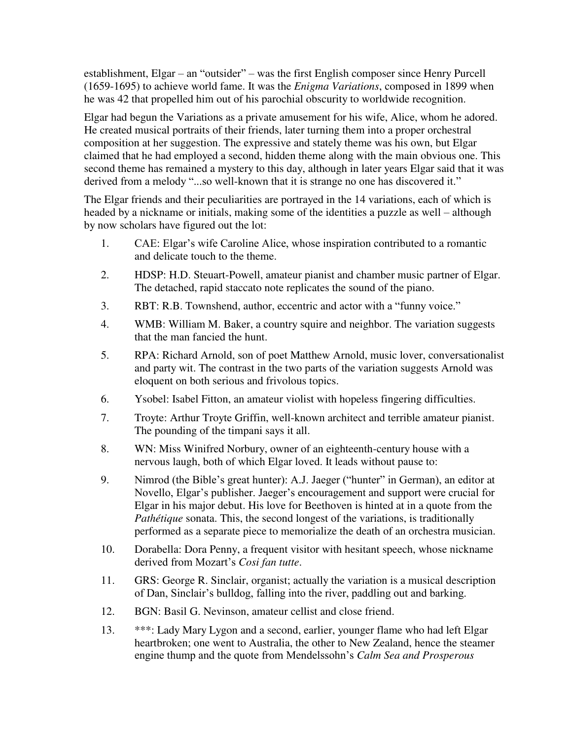establishment, Elgar – an "outsider" – was the first English composer since Henry Purcell (1659-1695) to achieve world fame. It was the *Enigma Variations*, composed in 1899 when he was 42 that propelled him out of his parochial obscurity to worldwide recognition.

Elgar had begun the Variations as a private amusement for his wife, Alice, whom he adored. He created musical portraits of their friends, later turning them into a proper orchestral composition at her suggestion. The expressive and stately theme was his own, but Elgar claimed that he had employed a second, hidden theme along with the main obvious one. This second theme has remained a mystery to this day, although in later years Elgar said that it was derived from a melody "...so well-known that it is strange no one has discovered it."

The Elgar friends and their peculiarities are portrayed in the 14 variations, each of which is headed by a nickname or initials, making some of the identities a puzzle as well – although by now scholars have figured out the lot:

1. CAE: Elgar's wife Caroline Alice, whose inspiration contributed to a romantic and delicate touch to the theme.
2. HDSP: H.D. Steuart-Powell, amateur pianist and chamber music partner of Elgar. The detached, rapid staccato note replicates the sound of the piano.
3. RBT: R.B. Townshend, author, eccentric and actor with a "funny voice."
4. WMB: William M. Baker, a country squire and neighbor. The variation suggests that the man fancied the hunt.
5. RPA: Richard Arnold, son of poet Matthew Arnold, music lover, conversationalist and party wit. The contrast in the two parts of the variation suggests Arnold was eloquent on both serious and frivolous topics.
6. Ysobel: Isabel Fitton, an amateur violist with hopeless fingering difficulties.
7. Troyte: Arthur Troyte Griffin, well-known architect and terrible amateur pianist. The pounding of the timpani says it all.
8. WN: Miss Winifred Norbury, owner of an eighteenth-century house with a nervous laugh, both of which Elgar loved. It leads without pause to:
9. Nimrod (the Bible's great hunter): A.J. Jaeger ("hunter" in German), an editor at Novello, Elgar's publisher. Jaeger's encouragement and support were crucial for Elgar in his major debut. His love for Beethoven is hinted at in a quote from the *Pathétique* sonata. This, the second longest of the variations, is traditionally performed as a separate piece to memorialize the death of an orchestra musician.
10. Dorabella: Dora Penny, a frequent visitor with hesitant speech, whose nickname derived from Mozart's *Cosi fan tutte*.
11. GRS: George R. Sinclair, organist; actually the variation is a musical description of Dan, Sinclair's bulldog, falling into the river, paddling out and barking.
12. BGN: Basil G. Nevinson, amateur cellist and close friend.
13. ***: Lady Mary Lygon and a second, earlier, younger flame who had left Elgar heartbroken; one went to Australia, the other to New Zealand, hence the steamer engine thump and the quote from Mendelssohn's *Calm Sea and Prosperous*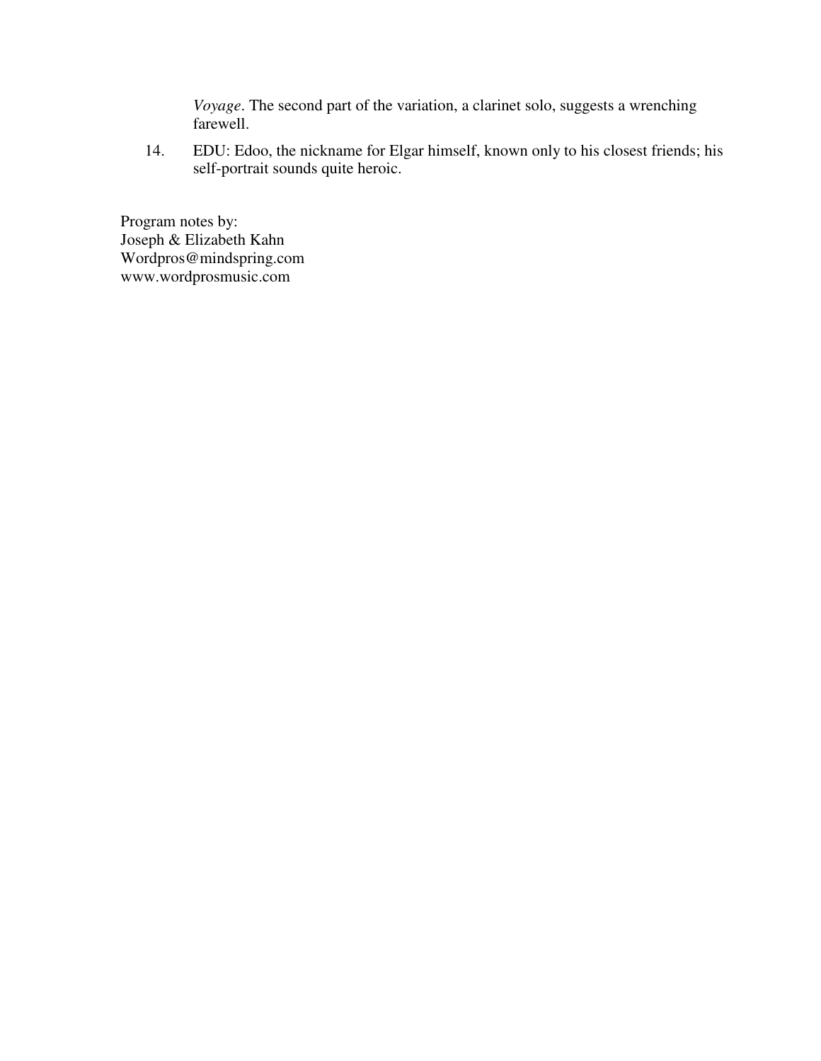*Voyage*. The second part of the variation, a clarinet solo, suggests a wrenching farewell.

14. EDU: Edoo, the nickname for Elgar himself, known only to his closest friends; his self-portrait sounds quite heroic.

Program notes by:
Joseph & Elizabeth Kahn
Wordpros@mindspring.com
www.wordprosmusic.com